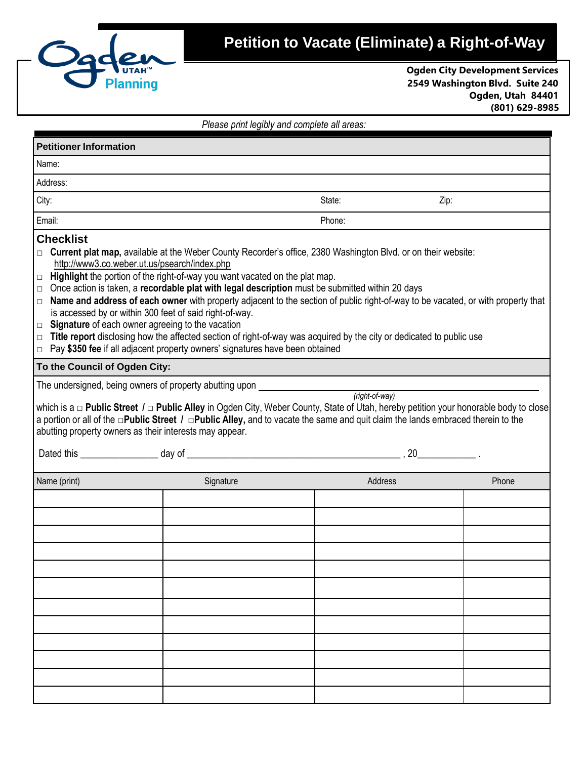# Petition to Vacate (Eliminate) a Right-of-Way

**Ogden City Development Services**
**2549 Washington Blvd. Suite 240**
**Ogden, Utah 84401**
**(801) 629-8985**

*Please print legibly and complete all areas:*

## Petitioner Information

Name:

Address:

City: State: Zip:

Email: Phone:

## Checklist

- □ **Current plat map,** available at the Weber County Recorder's office, 2380 Washington Blvd. or on their website: http://www3.co.weber.ut.us/psearch/index.php
- □ **Highlight** the portion of the right-of-way you want vacated on the plat map.
- □ Once action is taken, a **recordable plat with legal description** must be submitted within 20 days
- □ **Name and address of each owner** with property adjacent to the section of public right-of-way to be vacated, or with property that is accessed by or within 300 feet of said right-of-way.
- □ **Signature** of each owner agreeing to the vacation
- □ **Title report** disclosing how the affected section of right-of-way was acquired by the city or dedicated to public use
- □ Pay **$350 fee** if all adjacent property owners' signatures have been obtained

## To the Council of Ogden City:

The undersigned, being owners of property abutting upon ______________________________
*(right-of-way)*
which is a □ **Public Street** / □ **Public Alley** in Ogden City, Weber County, State of Utah, hereby petition your honorable body to close a portion or all of the □**Public Street** / □**Public Alley,** and to vacate the same and quit claim the lands embraced therein to the abutting property owners as their interests may appear.

Dated this _______________ day of __________________________________________ , 20___________ .

| Name (print) | Signature | Address | Phone |
|---|---|---|---|
| | | | |
| | | | |
| | | | |
| | | | |
| | | | |
| | | | |
| | | | |
| | | | |
| | | | |
| | | | |
| | | | |
| | | | |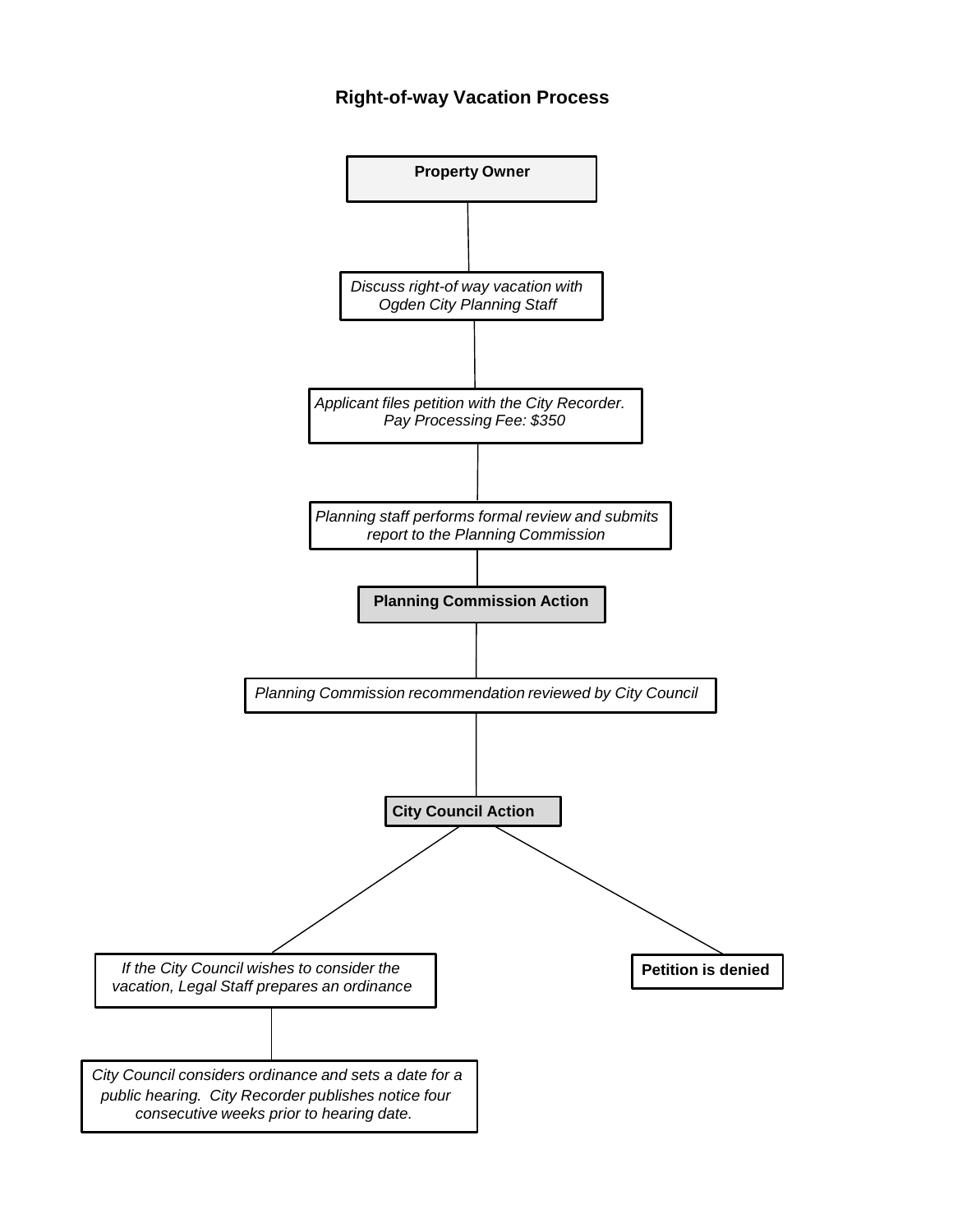# Right-of-way Vacation Process

**Property Owner**

*Discuss right-of way vacation with Ogden City Planning Staff*

*Applicant files petition with the City Recorder. Pay Processing Fee: $350*

*Planning staff performs formal review and submits report to the Planning Commission*

**Planning Commission Action**

*Planning Commission recommendation reviewed by City Council*

**City Council Action**

*If the City Council wishes to consider the vacation, Legal Staff prepares an ordinance*

*City Council considers ordinance and sets a date for a public hearing. City Recorder publishes notice four consecutive weeks prior to hearing date.*

**Petition is denied**